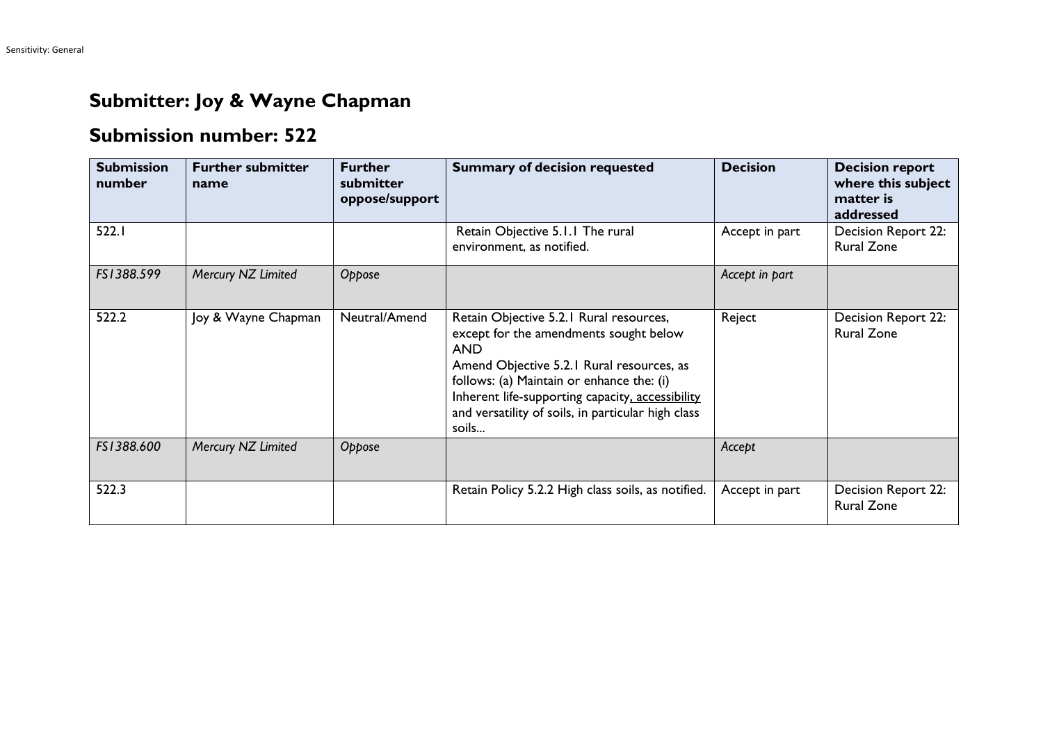# Submitter: Joy & Wayne Chapman

## Submission number: 522

| Submission number | Further submitter name | Further submitter oppose/support | Summary of decision requested | Decision | Decision report where this subject matter is addressed |
|---|---|---|---|---|---|
| 522.1 | | | Retain Objective 5.1.1 The rural environment, as notified. | Accept in part | Decision Report 22: Rural Zone |
| *FS1388.599* | *Mercury NZ Limited* | *Oppose* | | *Accept in part* | |
| 522.2 | Joy & Wayne Chapman | Neutral/Amend | Retain Objective 5.2.1 Rural resources, except for the amendments sought below<br>AND<br>Amend Objective 5.2.1 Rural resources, as follows: (a) Maintain or enhance the: (i) Inherent life-supporting capacity<u>, accessibility</u> and versatility of soils, in particular high class soils... | Reject | Decision Report 22: Rural Zone |
| *FS1388.600* | *Mercury NZ Limited* | *Oppose* | | *Accept* | |
| 522.3 | | | Retain Policy 5.2.2 High class soils, as notified. | Accept in part | Decision Report 22: Rural Zone |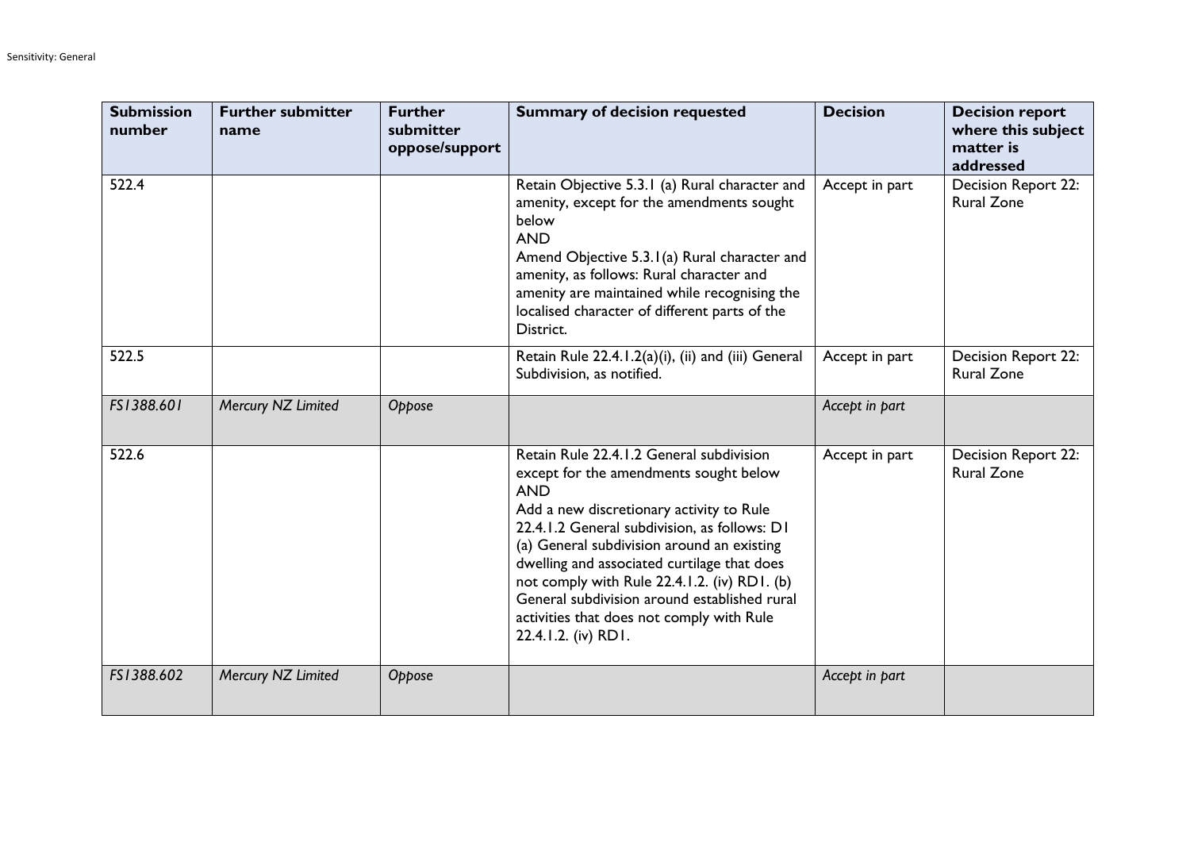| Submission number | Further submitter name | Further submitter oppose/support | Summary of decision requested | Decision | Decision report where this subject matter is addressed |
|---|---|---|---|---|---|
| 522.4 | | | Retain Objective 5.3.1 (a) Rural character and amenity, except for the amendments sought below<br>AND<br>Amend Objective 5.3.1(a) Rural character and amenity, as follows: Rural character and amenity are maintained while recognising the localised character of different parts of the District. | Accept in part | Decision Report 22: Rural Zone |
| 522.5 | | | Retain Rule 22.4.1.2(a)(i), (ii) and (iii) General Subdivision, as notified. | Accept in part | Decision Report 22: Rural Zone |
| *FS1388.601* | *Mercury NZ Limited* | *Oppose* | | *Accept in part* | |
| 522.6 | | | Retain Rule 22.4.1.2 General subdivision except for the amendments sought below<br>AND<br>Add a new discretionary activity to Rule 22.4.1.2 General subdivision, as follows: D1 (a) General subdivision around an existing dwelling and associated curtilage that does not comply with Rule 22.4.1.2. (iv) RD1. (b) General subdivision around established rural activities that does not comply with Rule 22.4.1.2. (iv) RD1. | Accept in part | Decision Report 22: Rural Zone |
| *FS1388.602* | *Mercury NZ Limited* | *Oppose* | | *Accept in part* | |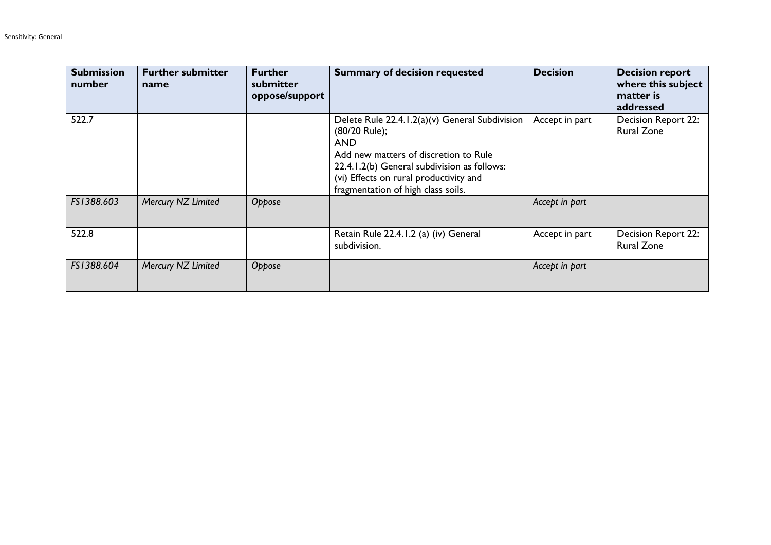| Submission number | Further submitter name | Further submitter oppose/support | Summary of decision requested | Decision | Decision report where this subject matter is addressed |
|---|---|---|---|---|---|
| 522.7 | | | Delete Rule 22.4.1.2(a)(v) General Subdivision (80/20 Rule);<br>AND<br>Add new matters of discretion to Rule 22.4.1.2(b) General subdivision as follows:<br>(vi) Effects on rural productivity and fragmentation of high class soils. | Accept in part | Decision Report 22: Rural Zone |
| *FS1388.603* | *Mercury NZ Limited* | *Oppose* | | *Accept in part* | |
| 522.8 | | | Retain Rule 22.4.1.2 (a) (iv) General subdivision. | Accept in part | Decision Report 22: Rural Zone |
| *FS1388.604* | *Mercury NZ Limited* | *Oppose* | | *Accept in part* | |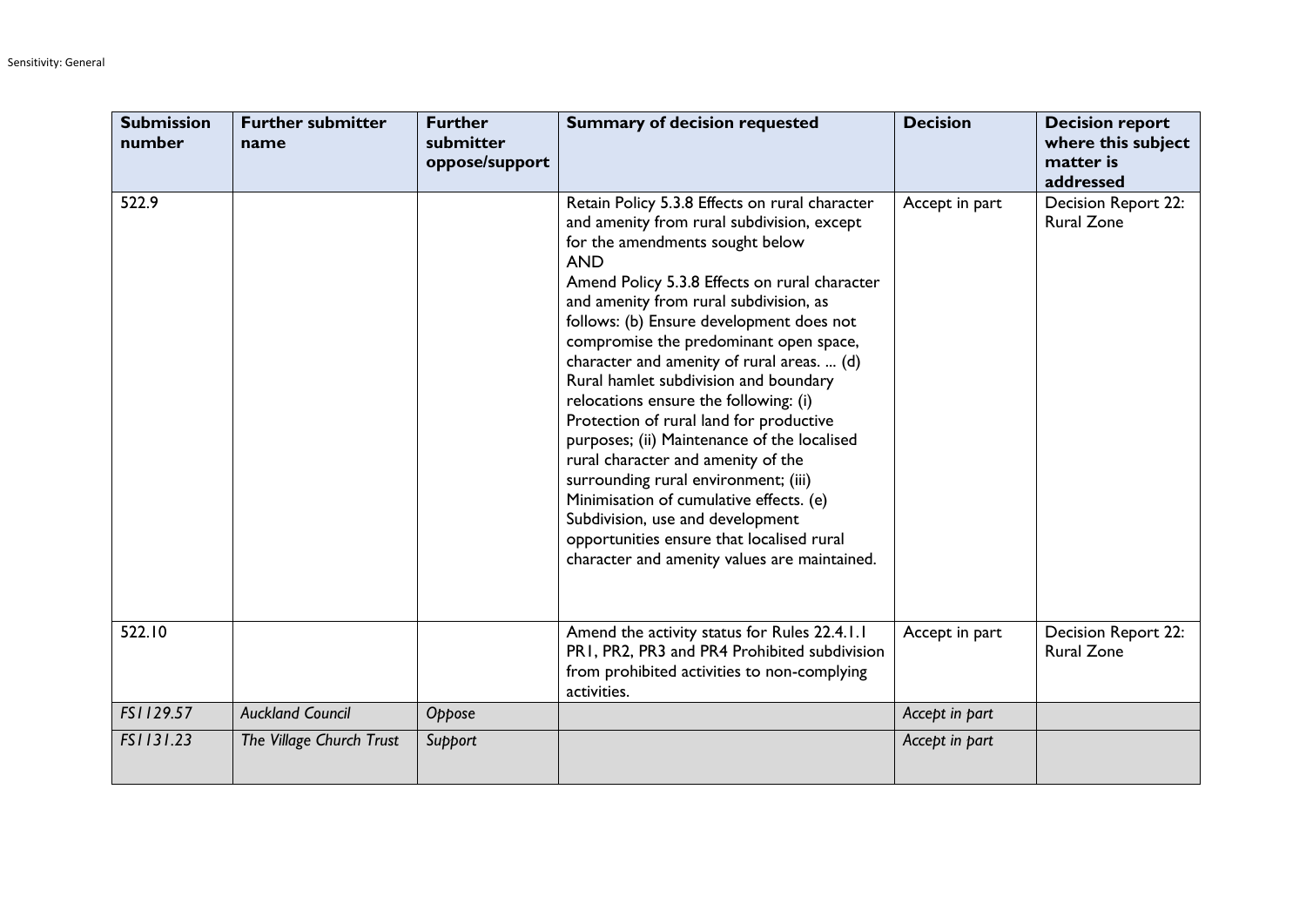| Submission number | Further submitter name | Further submitter oppose/support | Summary of decision requested | Decision | Decision report where this subject matter is addressed |
|---|---|---|---|---|---|
| 522.9 | | | Retain Policy 5.3.8 Effects on rural character and amenity from rural subdivision, except for the amendments sought below AND Amend Policy 5.3.8 Effects on rural character and amenity from rural subdivision, as follows: (b) Ensure development does not compromise the predominant open space, character and amenity of rural areas. ... (d) Rural hamlet subdivision and boundary relocations ensure the following: (i) Protection of rural land for productive purposes; (ii) Maintenance of the localised rural character and amenity of the surrounding rural environment; (iii) Minimisation of cumulative effects. (e) Subdivision, use and development opportunities ensure that localised rural character and amenity values are maintained. | Accept in part | Decision Report 22: Rural Zone |
| 522.10 | | | Amend the activity status for Rules 22.4.1.1 PR1, PR2, PR3 and PR4 Prohibited subdivision from prohibited activities to non-complying activities. | Accept in part | Decision Report 22: Rural Zone |
| *FS1129.57* | *Auckland Council* | *Oppose* | | *Accept in part* | |
| *FS1131.23* | *The Village Church Trust* | *Support* | | *Accept in part* | |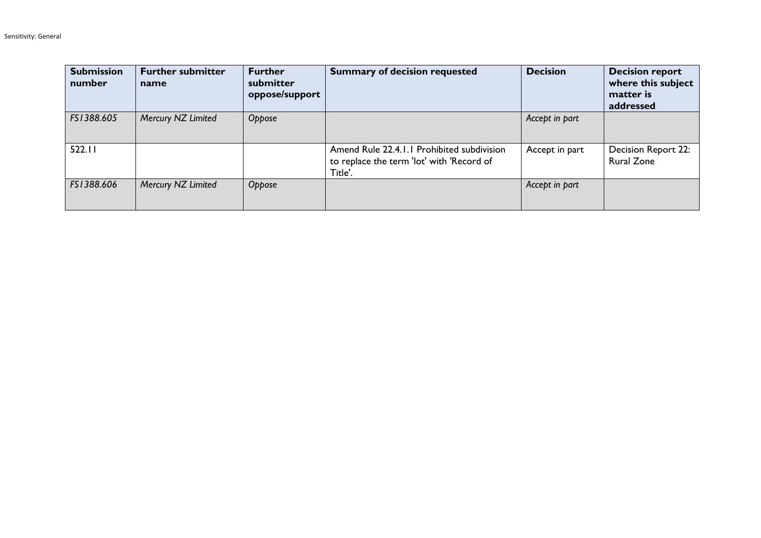| Submission number | Further submitter name | Further submitter oppose/support | Summary of decision requested | Decision | Decision report where this subject matter is addressed |
|---|---|---|---|---|---|
| *FS1388.605* | *Mercury NZ Limited* | *Oppose* | | *Accept in part* | |
| 522.11 | | | Amend Rule 22.4.1.1 Prohibited subdivision to replace the term 'lot' with 'Record of Title'. | Accept in part | Decision Report 22: Rural Zone |
| *FS1388.606* | *Mercury NZ Limited* | *Oppose* | | *Accept in part* | |